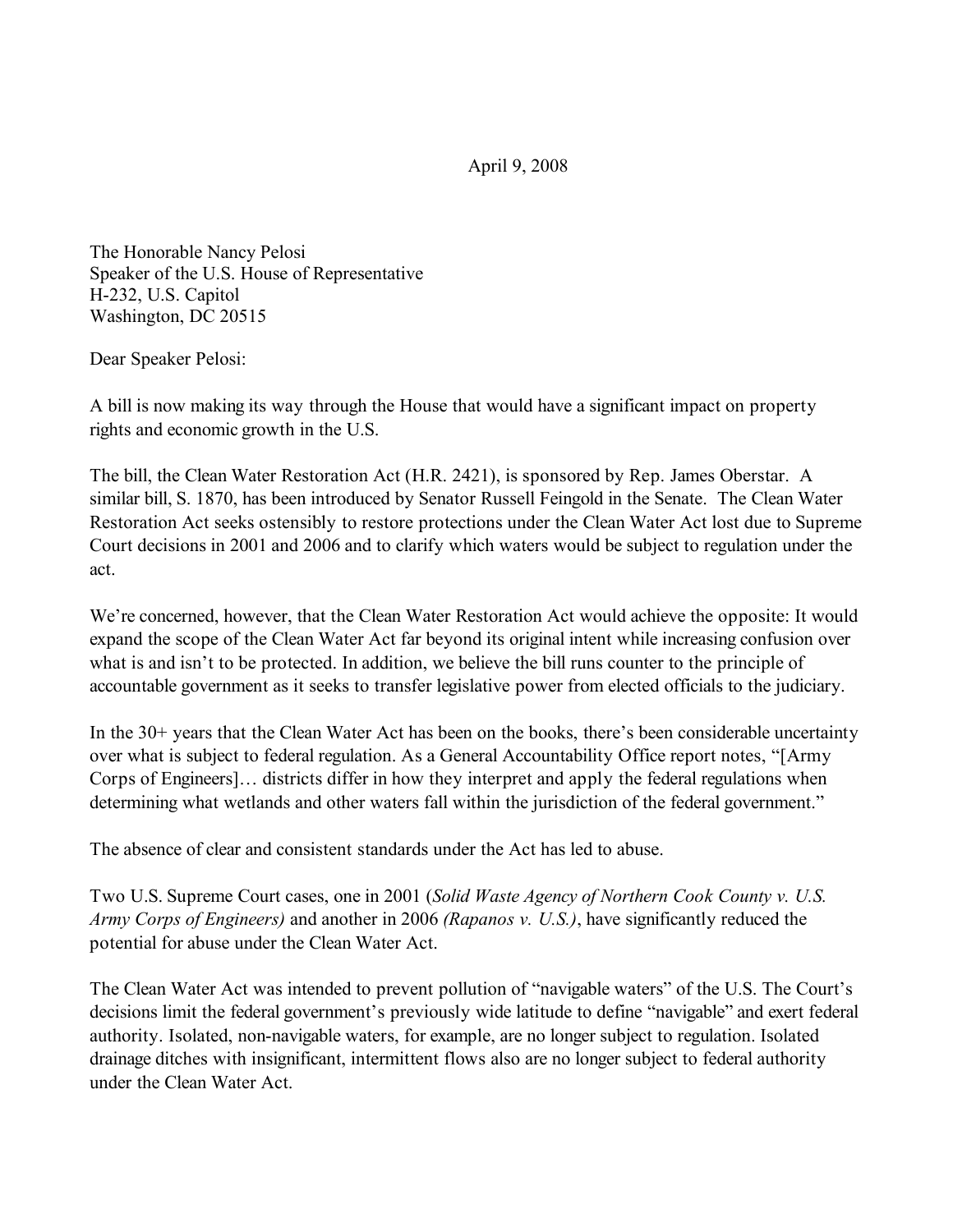April 9, 2008

The Honorable Nancy Pelosi
Speaker of the U.S. House of Representative
H-232, U.S. Capitol
Washington, DC 20515

Dear Speaker Pelosi:

A bill is now making its way through the House that would have a significant impact on property rights and economic growth in the U.S.

The bill, the Clean Water Restoration Act (H.R. 2421), is sponsored by Rep. James Oberstar. A similar bill, S. 1870, has been introduced by Senator Russell Feingold in the Senate. The Clean Water Restoration Act seeks ostensibly to restore protections under the Clean Water Act lost due to Supreme Court decisions in 2001 and 2006 and to clarify which waters would be subject to regulation under the act.

We're concerned, however, that the Clean Water Restoration Act would achieve the opposite: It would expand the scope of the Clean Water Act far beyond its original intent while increasing confusion over what is and isn't to be protected. In addition, we believe the bill runs counter to the principle of accountable government as it seeks to transfer legislative power from elected officials to the judiciary.

In the 30+ years that the Clean Water Act has been on the books, there's been considerable uncertainty over what is subject to federal regulation. As a General Accountability Office report notes, "[Army Corps of Engineers]… districts differ in how they interpret and apply the federal regulations when determining what wetlands and other waters fall within the jurisdiction of the federal government."

The absence of clear and consistent standards under the Act has led to abuse.

Two U.S. Supreme Court cases, one in 2001 (*Solid Waste Agency of Northern Cook County v. U.S. Army Corps of Engineers)* and another in 2006 *(Rapanos v. U.S.)*, have significantly reduced the potential for abuse under the Clean Water Act.

The Clean Water Act was intended to prevent pollution of "navigable waters" of the U.S. The Court's decisions limit the federal government's previously wide latitude to define "navigable" and exert federal authority. Isolated, non-navigable waters, for example, are no longer subject to regulation. Isolated drainage ditches with insignificant, intermittent flows also are no longer subject to federal authority under the Clean Water Act.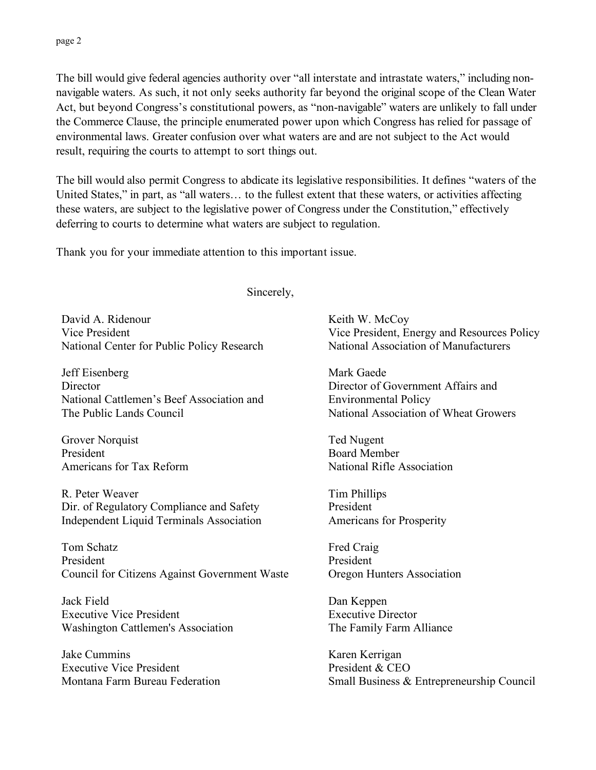The bill would give federal agencies authority over "all interstate and intrastate waters," including non-navigable waters. As such, it not only seeks authority far beyond the original scope of the Clean Water Act, but beyond Congress's constitutional powers, as "non-navigable" waters are unlikely to fall under the Commerce Clause, the principle enumerated power upon which Congress has relied for passage of environmental laws. Greater confusion over what waters are and are not subject to the Act would result, requiring the courts to attempt to sort things out.

The bill would also permit Congress to abdicate its legislative responsibilities. It defines "waters of the United States," in part, as "all waters… to the fullest extent that these waters, or activities affecting these waters, are subject to the legislative power of Congress under the Constitution," effectively deferring to courts to determine what waters are subject to regulation.

Thank you for your immediate attention to this important issue.

Sincerely,

David A. Ridenour
Vice President
National Center for Public Policy Research

Jeff Eisenberg
Director
National Cattlemen's Beef Association and
The Public Lands Council

Grover Norquist
President
Americans for Tax Reform

R. Peter Weaver
Dir. of Regulatory Compliance and Safety
Independent Liquid Terminals Association

Tom Schatz
President
Council for Citizens Against Government Waste

Jack Field
Executive Vice President
Washington Cattlemen's Association

Jake Cummins
Executive Vice President
Montana Farm Bureau Federation

Keith W. McCoy
Vice President, Energy and Resources Policy
National Association of Manufacturers

Mark Gaede
Director of Government Affairs and
Environmental Policy
National Association of Wheat Growers

Ted Nugent
Board Member
National Rifle Association

Tim Phillips
President
Americans for Prosperity

Fred Craig
President
Oregon Hunters Association

Dan Keppen
Executive Director
The Family Farm Alliance

Karen Kerrigan
President & CEO
Small Business & Entrepreneurship Council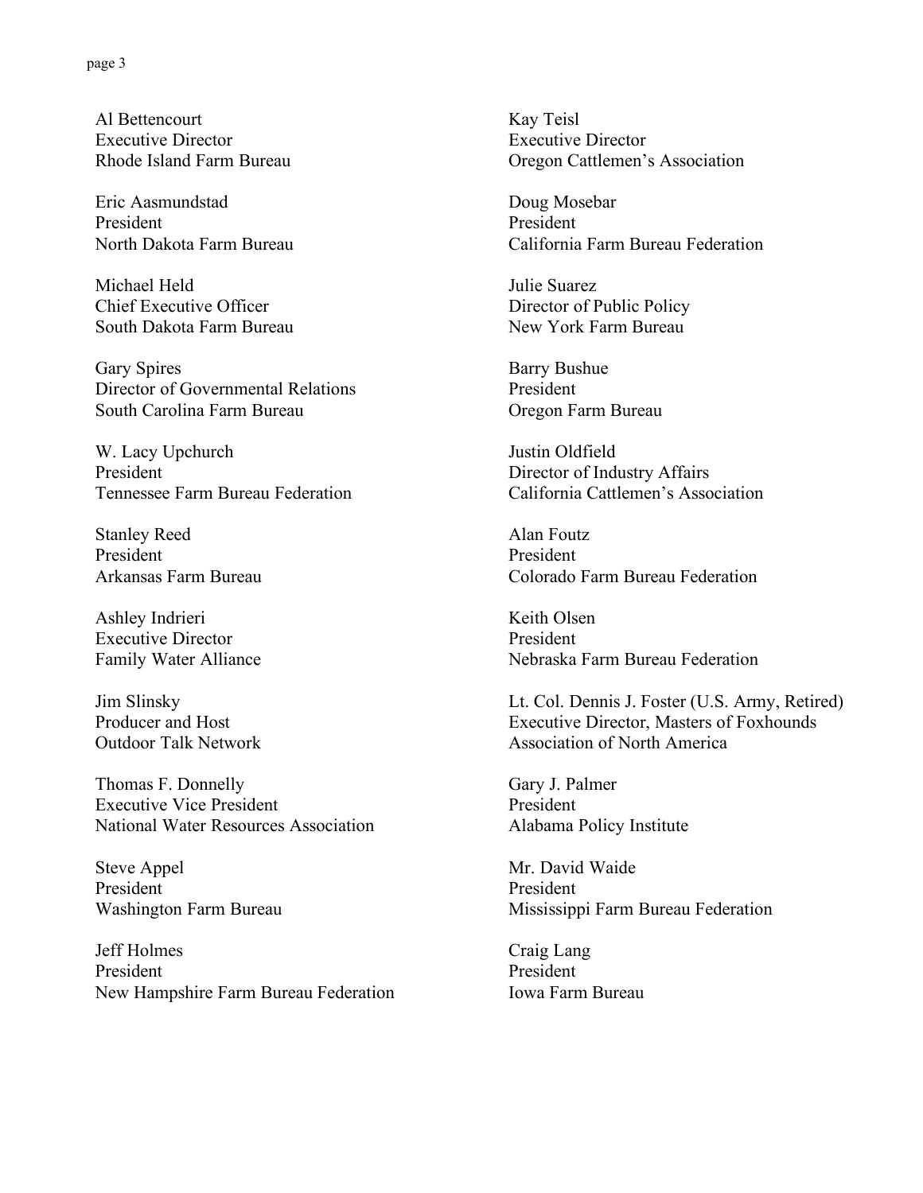Al Bettencourt
Executive Director
Rhode Island Farm Bureau

Eric Aasmundstad
President
North Dakota Farm Bureau

Michael Held
Chief Executive Officer
South Dakota Farm Bureau

Gary Spires
Director of Governmental Relations
South Carolina Farm Bureau

W. Lacy Upchurch
President
Tennessee Farm Bureau Federation

Stanley Reed
President
Arkansas Farm Bureau

Ashley Indrieri
Executive Director
Family Water Alliance

Jim Slinsky
Producer and Host
Outdoor Talk Network

Thomas F. Donnelly
Executive Vice President
National Water Resources Association

Steve Appel
President
Washington Farm Bureau

Jeff Holmes
President
New Hampshire Farm Bureau Federation

Kay Teisl
Executive Director
Oregon Cattlemen's Association

Doug Mosebar
President
California Farm Bureau Federation

Julie Suarez
Director of Public Policy
New York Farm Bureau

Barry Bushue
President
Oregon Farm Bureau

Justin Oldfield
Director of Industry Affairs
California Cattlemen's Association

Alan Foutz
President
Colorado Farm Bureau Federation

Keith Olsen
President
Nebraska Farm Bureau Federation

Lt. Col. Dennis J. Foster (U.S. Army, Retired)
Executive Director, Masters of Foxhounds
Association of North America

Gary J. Palmer
President
Alabama Policy Institute

Mr. David Waide
President
Mississippi Farm Bureau Federation

Craig Lang
President
Iowa Farm Bureau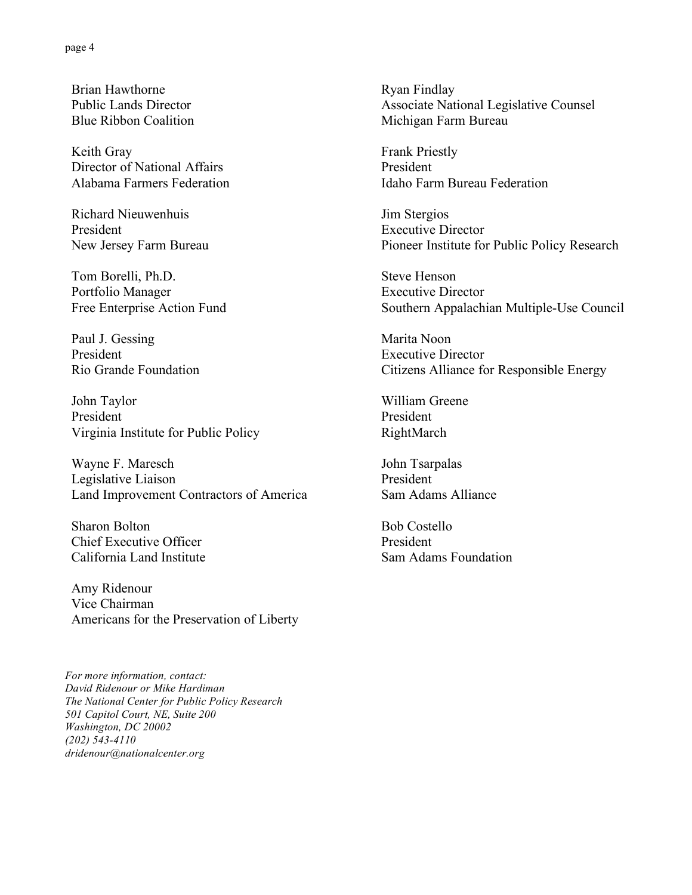Brian Hawthorne
Public Lands Director
Blue Ribbon Coalition

Keith Gray
Director of National Affairs
Alabama Farmers Federation

Richard Nieuwenhuis
President
New Jersey Farm Bureau

Tom Borelli, Ph.D.
Portfolio Manager
Free Enterprise Action Fund

Paul J. Gessing
President
Rio Grande Foundation

John Taylor
President
Virginia Institute for Public Policy

Wayne F. Maresch
Legislative Liaison
Land Improvement Contractors of America

Sharon Bolton
Chief Executive Officer
California Land Institute

Amy Ridenour
Vice Chairman
Americans for the Preservation of Liberty

Ryan Findlay
Associate National Legislative Counsel
Michigan Farm Bureau

Frank Priestly
President
Idaho Farm Bureau Federation

Jim Stergios
Executive Director
Pioneer Institute for Public Policy Research

Steve Henson
Executive Director
Southern Appalachian Multiple-Use Council

Marita Noon
Executive Director
Citizens Alliance for Responsible Energy

William Greene
President
RightMarch

John Tsarpalas
President
Sam Adams Alliance

Bob Costello
President
Sam Adams Foundation

*For more information, contact:*
*David Ridenour or Mike Hardiman*
*The National Center for Public Policy Research*
*501 Capitol Court, NE, Suite 200*
*Washington, DC 20002*
*(202) 543-4110*
*dridenour@nationalcenter.org*